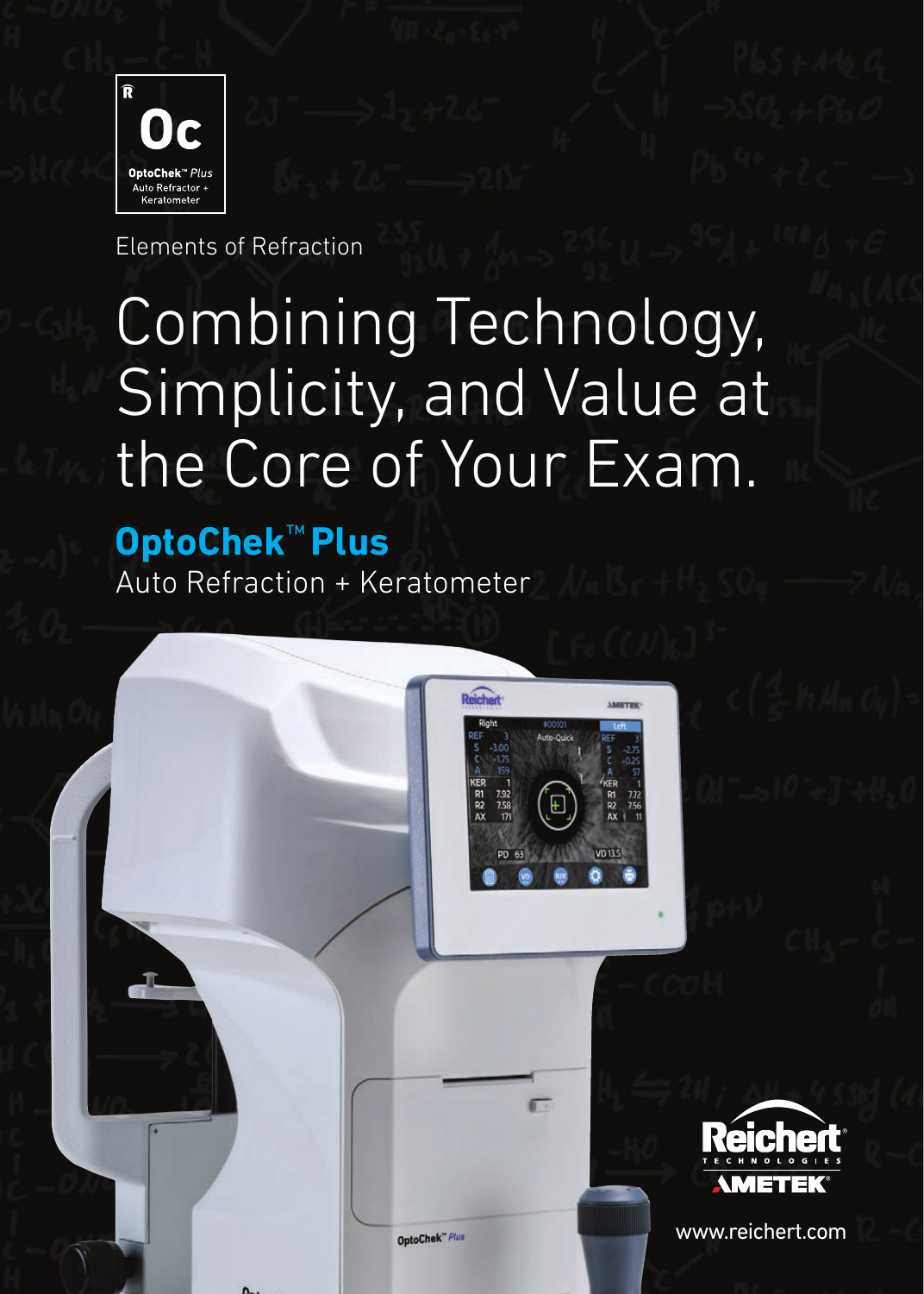Oc

OptoChek™ *Plus*
Auto Refractor + Keratometer

Elements of Refraction

# Combining Technology, Simplicity, and Value at the Core of Your Exam.

## OptoChek™ Plus

Auto Refraction + Keratometer

www.reichert.com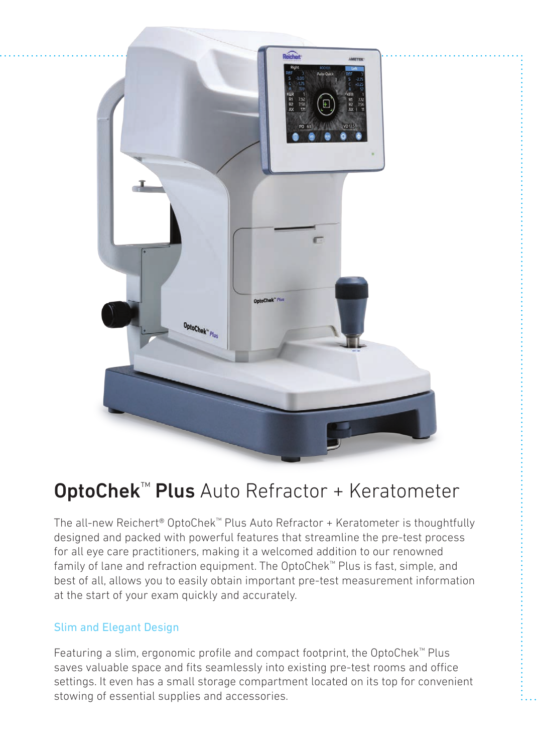# OptoChek™ Plus Auto Refractor + Keratometer

The all-new Reichert® OptoChek™ Plus Auto Refractor + Keratometer is thoughtfully designed and packed with powerful features that streamline the pre-test process for all eye care practitioners, making it a welcomed addition to our renowned family of lane and refraction equipment. The OptoChek™ Plus is fast, simple, and best of all, allows you to easily obtain important pre-test measurement information at the start of your exam quickly and accurately.

## Slim and Elegant Design

Featuring a slim, ergonomic profile and compact footprint, the OptoChek™ Plus saves valuable space and fits seamlessly into existing pre-test rooms and office settings. It even has a small storage compartment located on its top for convenient stowing of essential supplies and accessories.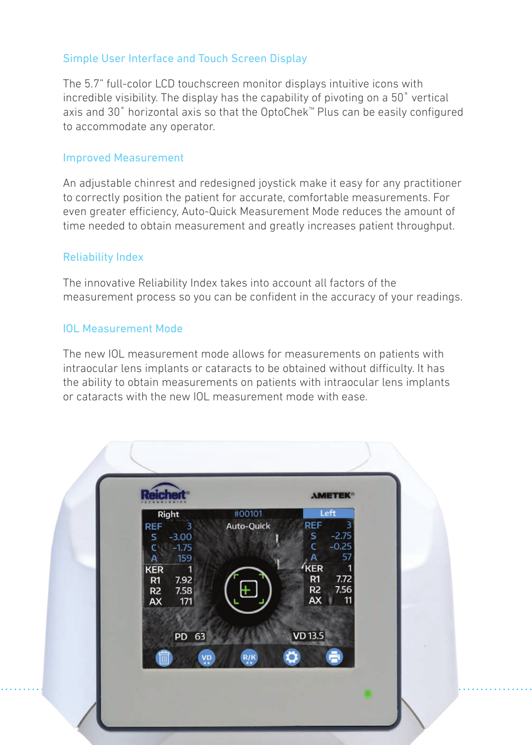## Simple User Interface and Touch Screen Display

The 5.7" full-color LCD touchscreen monitor displays intuitive icons with incredible visibility. The display has the capability of pivoting on a 50˚ vertical axis and 30˚ horizontal axis so that the OptoChek™ Plus can be easily configured to accommodate any operator.

## Improved Measurement

An adjustable chinrest and redesigned joystick make it easy for any practitioner to correctly position the patient for accurate, comfortable measurements. For even greater efficiency, Auto-Quick Measurement Mode reduces the amount of time needed to obtain measurement and greatly increases patient throughput.

## Reliability Index

The innovative Reliability Index takes into account all factors of the measurement process so you can be confident in the accuracy of your readings.

## IOL Measurement Mode

The new IOL measurement mode allows for measurements on patients with intraocular lens implants or cataracts to be obtained without difficulty. It has the ability to obtain measurements on patients with intraocular lens implants or cataracts with the new IOL measurement mode with ease.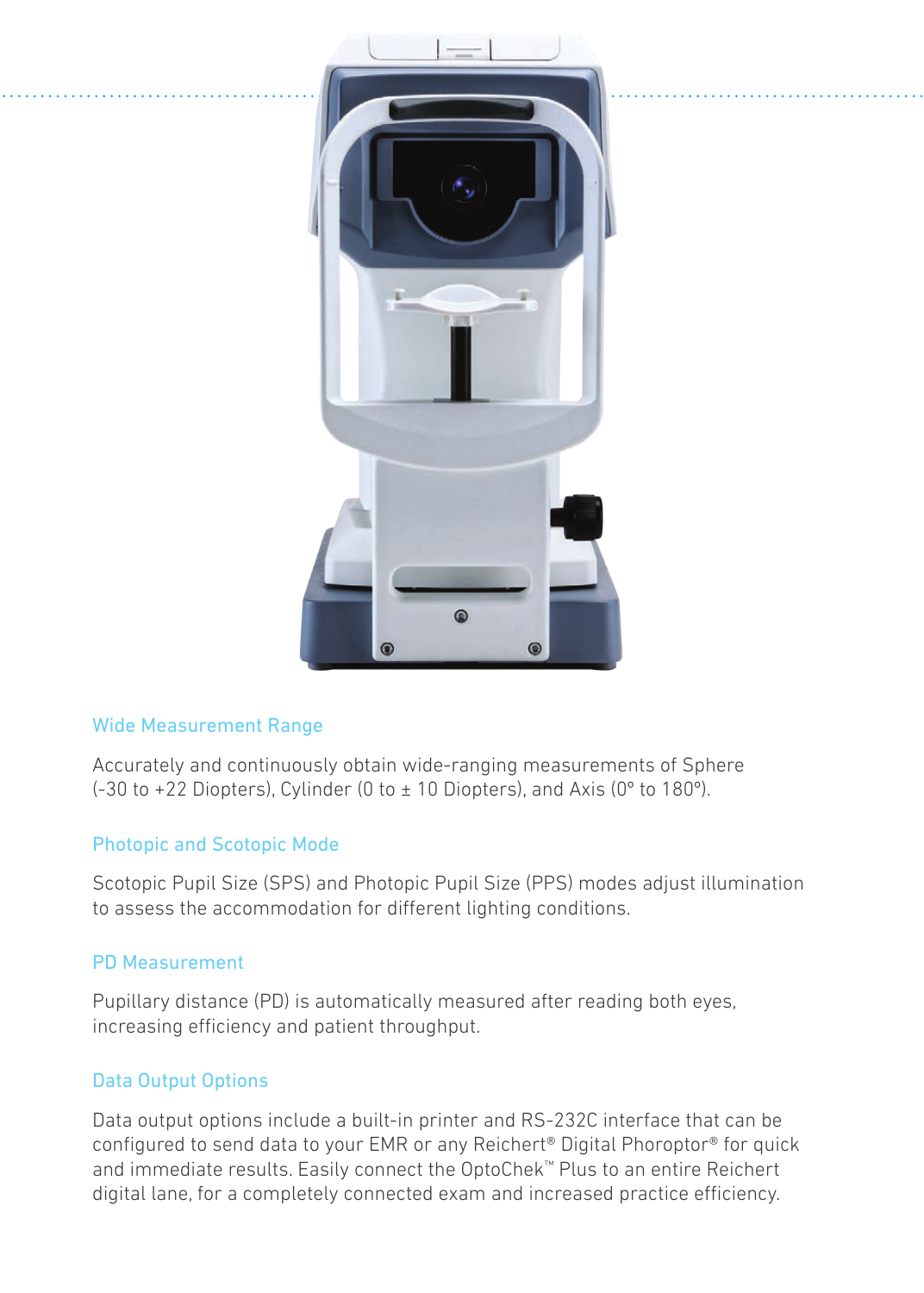## Wide Measurement Range

Accurately and continuously obtain wide-ranging measurements of Sphere (-30 to +22 Diopters), Cylinder (0 to ± 10 Diopters), and Axis (0° to 180°).

## Photopic and Scotopic Mode

Scotopic Pupil Size (SPS) and Photopic Pupil Size (PPS) modes adjust illumination to assess the accommodation for different lighting conditions.

## PD Measurement

Pupillary distance (PD) is automatically measured after reading both eyes, increasing efficiency and patient throughput.

## Data Output Options

Data output options include a built-in printer and RS-232C interface that can be configured to send data to your EMR or any Reichert® Digital Phoroptor® for quick and immediate results. Easily connect the OptoChek™ Plus to an entire Reichert digital lane, for a completely connected exam and increased practice efficiency.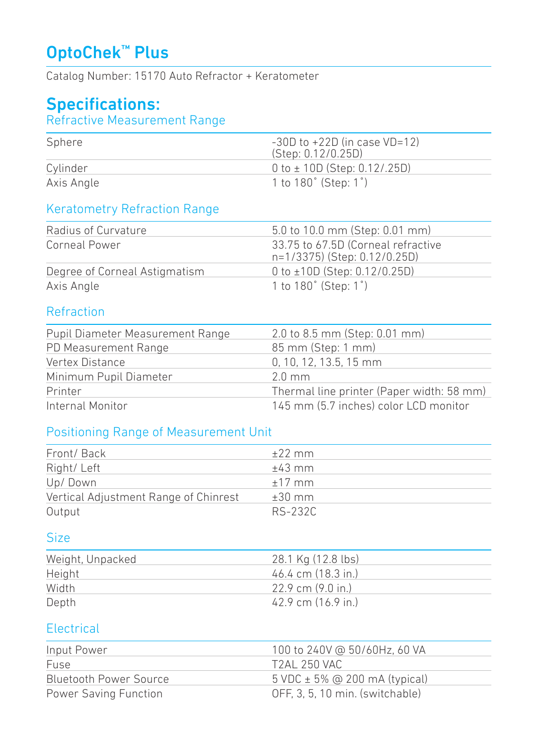# OptoChek™ Plus

Catalog Number: 15170 Auto Refractor + Keratometer

## Specifications:

### Refractive Measurement Range

| | |
|---|---|
| Sphere | -30D to +22D (in case VD=12) (Step: 0.12/0.25D) |
| Cylinder | 0 to ± 10D (Step: 0.12/.25D) |
| Axis Angle | 1 to 180˚ (Step: 1˚) |

### Keratometry Refraction Range

| | |
|---|---|
| Radius of Curvature | 5.0 to 10.0 mm (Step: 0.01 mm) |
| Corneal Power | 33.75 to 67.5D (Corneal refractive n=1/3375) (Step: 0.12/0.25D) |
| Degree of Corneal Astigmatism | 0 to ±10D (Step: 0.12/0.25D) |
| Axis Angle | 1 to 180˚ (Step: 1˚) |

### Refraction

| | |
|---|---|
| Pupil Diameter Measurement Range | 2.0 to 8.5 mm (Step: 0.01 mm) |
| PD Measurement Range | 85 mm (Step: 1 mm) |
| Vertex Distance | 0, 10, 12, 13.5, 15 mm |
| Minimum Pupil Diameter | 2.0 mm |
| Printer | Thermal line printer (Paper width: 58 mm) |
| Internal Monitor | 145 mm (5.7 inches) color LCD monitor |

### Positioning Range of Measurement Unit

| | |
|---|---|
| Front/ Back | ±22 mm |
| Right/ Left | ±43 mm |
| Up/ Down | ±17 mm |
| Vertical Adjustment Range of Chinrest | ±30 mm |
| Output | RS-232C |

### Size

| | |
|---|---|
| Weight, Unpacked | 28.1 Kg (12.8 lbs) |
| Height | 46.4 cm (18.3 in.) |
| Width | 22.9 cm (9.0 in.) |
| Depth | 42.9 cm (16.9 in.) |

### Electrical

| | |
|---|---|
| Input Power | 100 to 240V @ 50/60Hz, 60 VA |
| Fuse | T2AL 250 VAC |
| Bluetooth Power Source | 5 VDC ± 5% @ 200 mA (typical) |
| Power Saving Function | OFF, 3, 5, 10 min. (switchable) |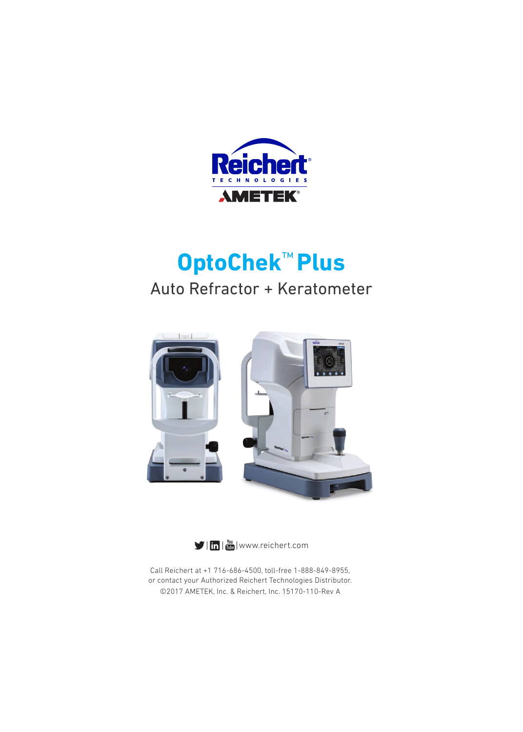Reichert®

TECHNOLOGIES

AMETEK®

# OptoChek™ Plus

## Auto Refractor + Keratometer

www.reichert.com

Call Reichert at +1 716-686-4500, toll-free 1-888-849-8955, or contact your Authorized Reichert Technologies Distributor.
©2017 AMETEK, Inc. & Reichert, Inc. 15170-110-Rev A